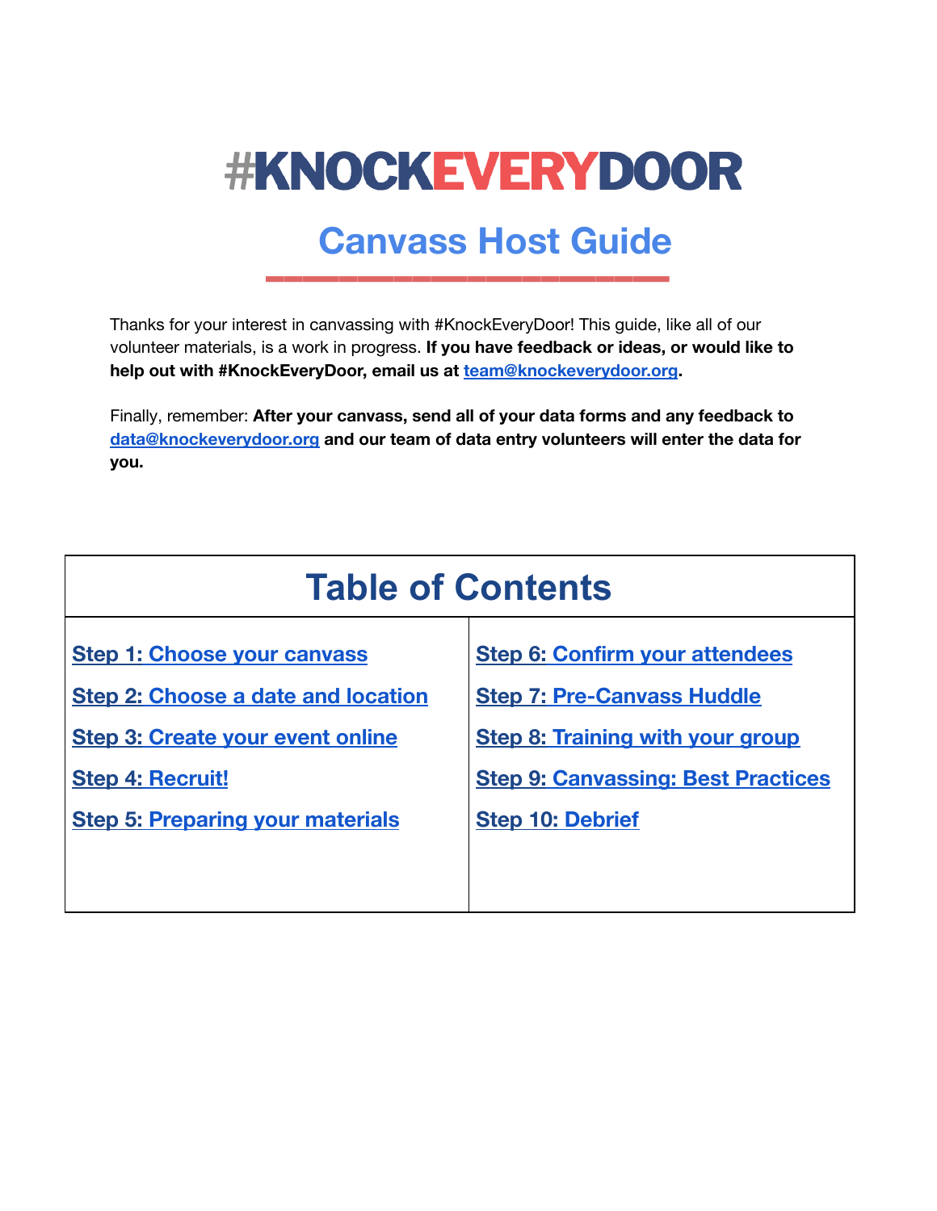# #KNOCKEVERYDOOR

## Canvass Host Guide

Thanks for your interest in canvassing with #KnockEveryDoor! This guide, like all of our volunteer materials, is a work in progress. **If you have feedback or ideas, or would like to help out with #KnockEveryDoor, email us at team@knockeverydoor.org.**

Finally, remember: **After your canvass, send all of your data forms and any feedback to data@knockeverydoor.org and our team of data entry volunteers will enter the data for you.**

| Table of Contents | |
|---|---|
| Step 1: Choose your canvass | Step 6: Confirm your attendees |
| Step 2: Choose a date and location | Step 7: Pre-Canvass Huddle |
| Step 3: Create your event online | Step 8: Training with your group |
| Step 4: Recruit! | Step 9: Canvassing: Best Practices |
| Step 5: Preparing your materials | Step 10: Debrief |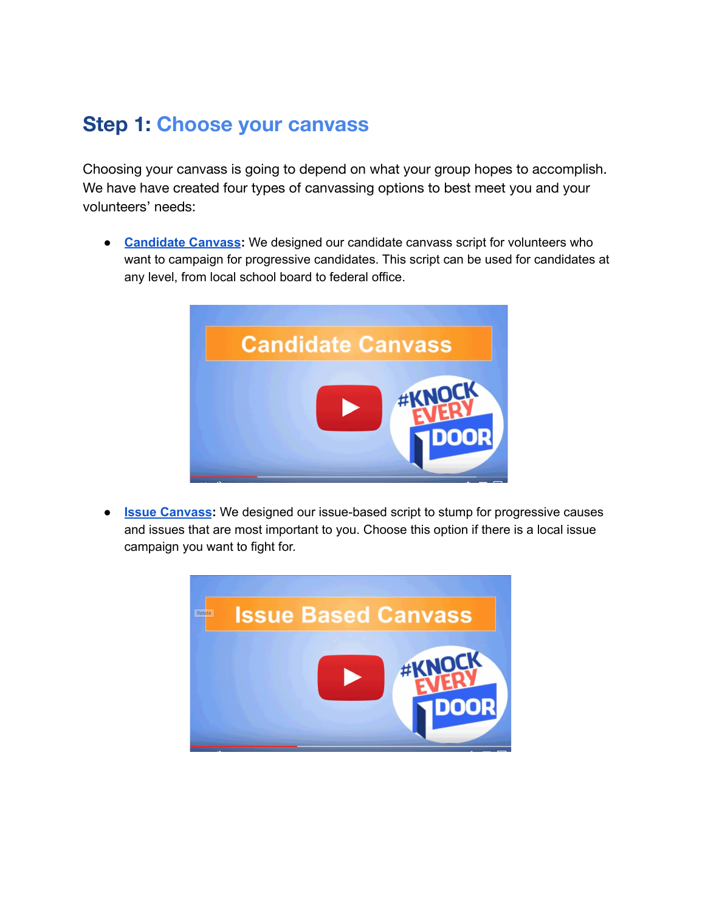## Step 1: Choose your canvass

Choosing your canvass is going to depend on what your group hopes to accomplish. We have have created four types of canvassing options to best meet you and your volunteers' needs:

- **Candidate Canvass**: We designed our candidate canvass script for volunteers who want to campaign for progressive candidates. This script can be used for candidates at any level, from local school board to federal office.

- **Issue Canvass**: We designed our issue-based script to stump for progressive causes and issues that are most important to you. Choose this option if there is a local issue campaign you want to fight for.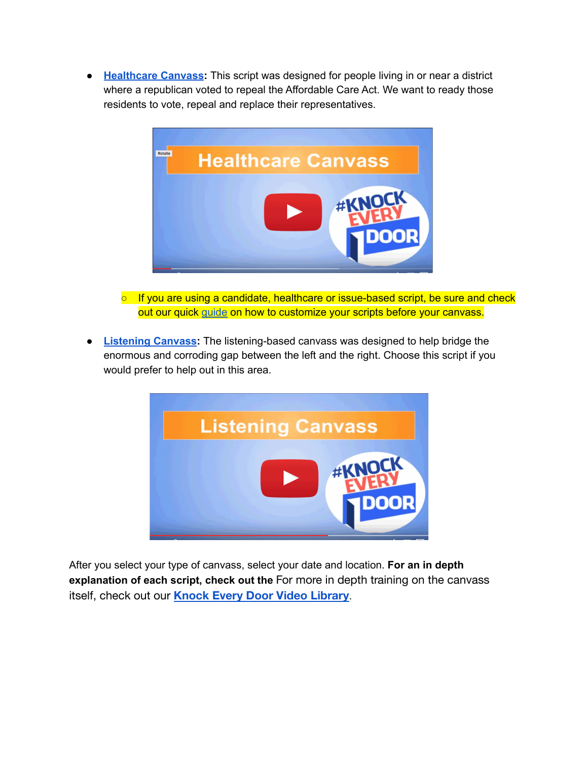- **Healthcare Canvass:** This script was designed for people living in or near a district where a republican voted to repeal the Affordable Care Act. We want to ready those residents to vote, repeal and replace their representatives.

  - If you are using a candidate, healthcare or issue-based script, be sure and check out our quick guide on how to customize your scripts before your canvass.

- **Listening Canvass:** The listening-based canvass was designed to help bridge the enormous and corroding gap between the left and the right. Choose this script if you would prefer to help out in this area.

After you select your type of canvass, select your date and location. **For an in depth explanation of each script, check out the** For more in depth training on the canvass itself, check out our **Knock Every Door Video Library**.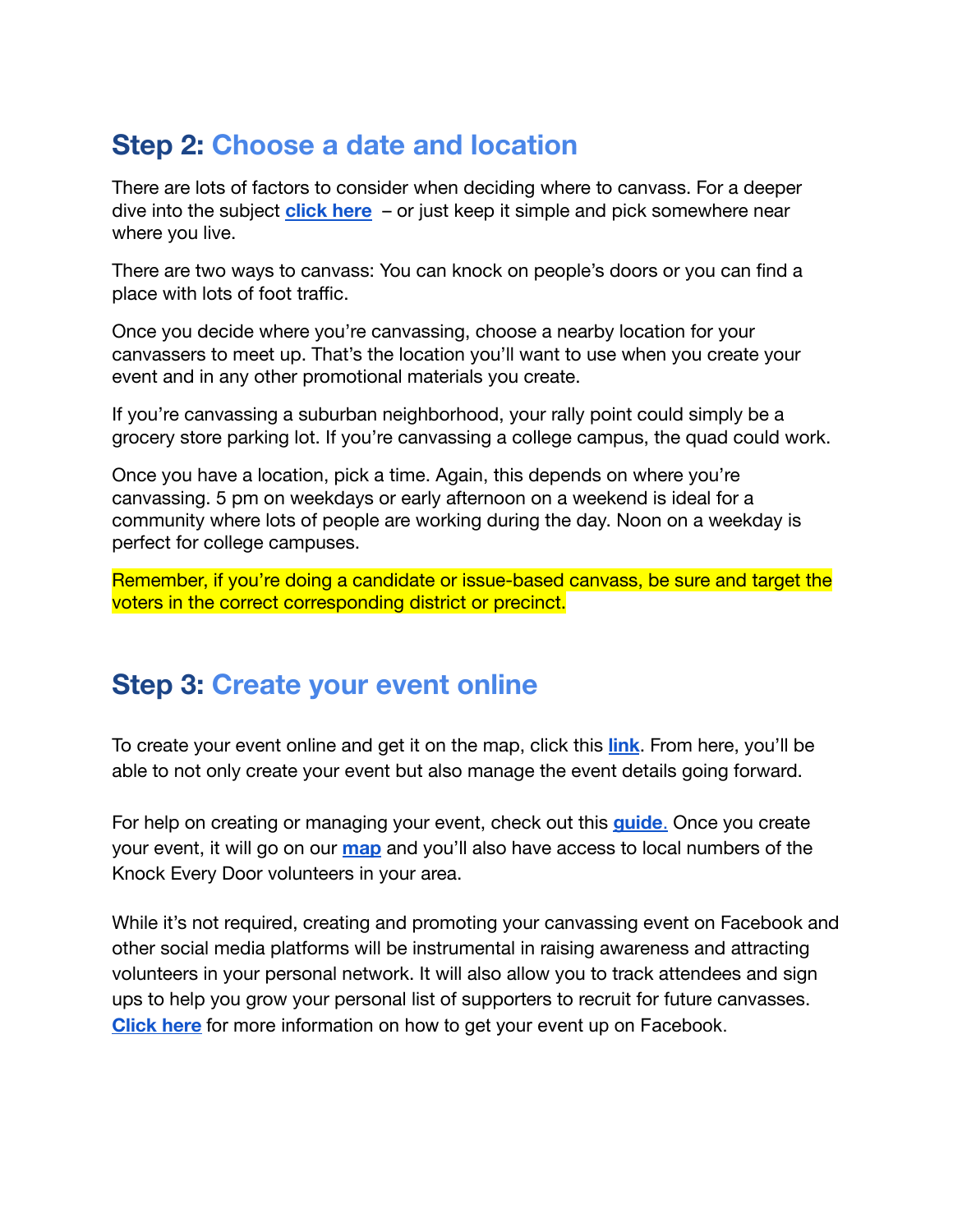## Step 2: Choose a date and location

There are lots of factors to consider when deciding where to canvass. For a deeper dive into the subject **click here** – or just keep it simple and pick somewhere near where you live.

There are two ways to canvass: You can knock on people's doors or you can find a place with lots of foot traffic.

Once you decide where you're canvassing, choose a nearby location for your canvassers to meet up. That's the location you'll want to use when you create your event and in any other promotional materials you create.

If you're canvassing a suburban neighborhood, your rally point could simply be a grocery store parking lot. If you're canvassing a college campus, the quad could work.

Once you have a location, pick a time. Again, this depends on where you're canvassing. 5 pm on weekdays or early afternoon on a weekend is ideal for a community where lots of people are working during the day. Noon on a weekday is perfect for college campuses.

Remember, if you're doing a candidate or issue-based canvass, be sure and target the voters in the correct corresponding district or precinct.

## Step 3: Create your event online

To create your event online and get it on the map, click this **link**. From here, you'll be able to not only create your event but also manage the event details going forward.

For help on creating or managing your event, check out this **guide**. Once you create your event, it will go on our **map** and you'll also have access to local numbers of the Knock Every Door volunteers in your area.

While it's not required, creating and promoting your canvassing event on Facebook and other social media platforms will be instrumental in raising awareness and attracting volunteers in your personal network. It will also allow you to track attendees and sign ups to help you grow your personal list of supporters to recruit for future canvasses. **Click here** for more information on how to get your event up on Facebook.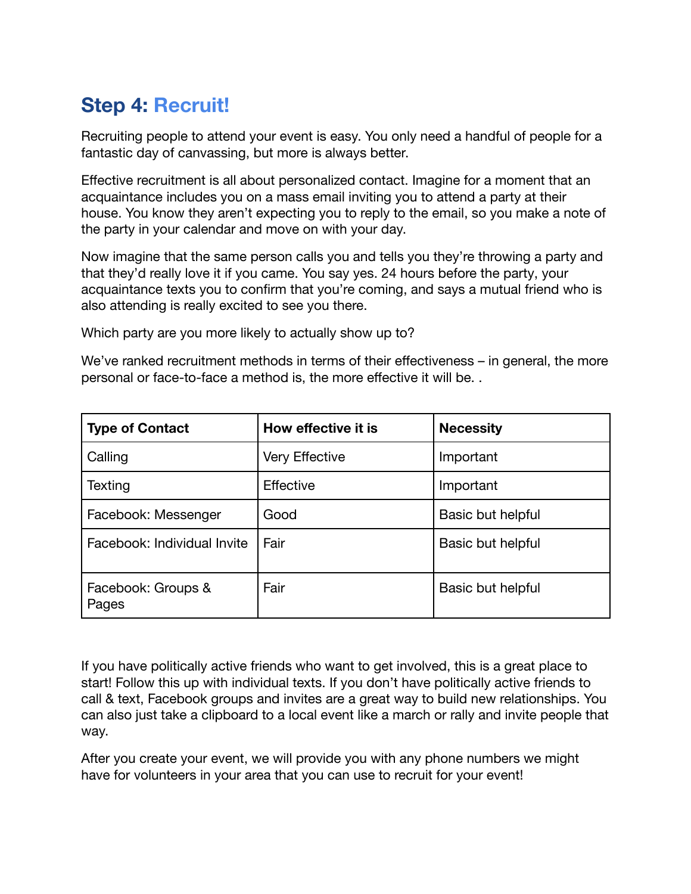## Step 4: Recruit!

Recruiting people to attend your event is easy. You only need a handful of people for a fantastic day of canvassing, but more is always better.

Effective recruitment is all about personalized contact. Imagine for a moment that an acquaintance includes you on a mass email inviting you to attend a party at their house. You know they aren't expecting you to reply to the email, so you make a note of the party in your calendar and move on with your day.

Now imagine that the same person calls you and tells you they're throwing a party and that they'd really love it if you came. You say yes. 24 hours before the party, your acquaintance texts you to confirm that you're coming, and says a mutual friend who is also attending is really excited to see you there.

Which party are you more likely to actually show up to?

We've ranked recruitment methods in terms of their effectiveness – in general, the more personal or face-to-face a method is, the more effective it will be. .

| Type of Contact | How effective it is | Necessity |
| --- | --- | --- |
| Calling | Very Effective | Important |
| Texting | Effective | Important |
| Facebook: Messenger | Good | Basic but helpful |
| Facebook: Individual Invite | Fair | Basic but helpful |
| Facebook: Groups & Pages | Fair | Basic but helpful |

If you have politically active friends who want to get involved, this is a great place to start! Follow this up with individual texts. If you don't have politically active friends to call & text, Facebook groups and invites are a great way to build new relationships. You can also just take a clipboard to a local event like a march or rally and invite people that way.

After you create your event, we will provide you with any phone numbers we might have for volunteers in your area that you can use to recruit for your event!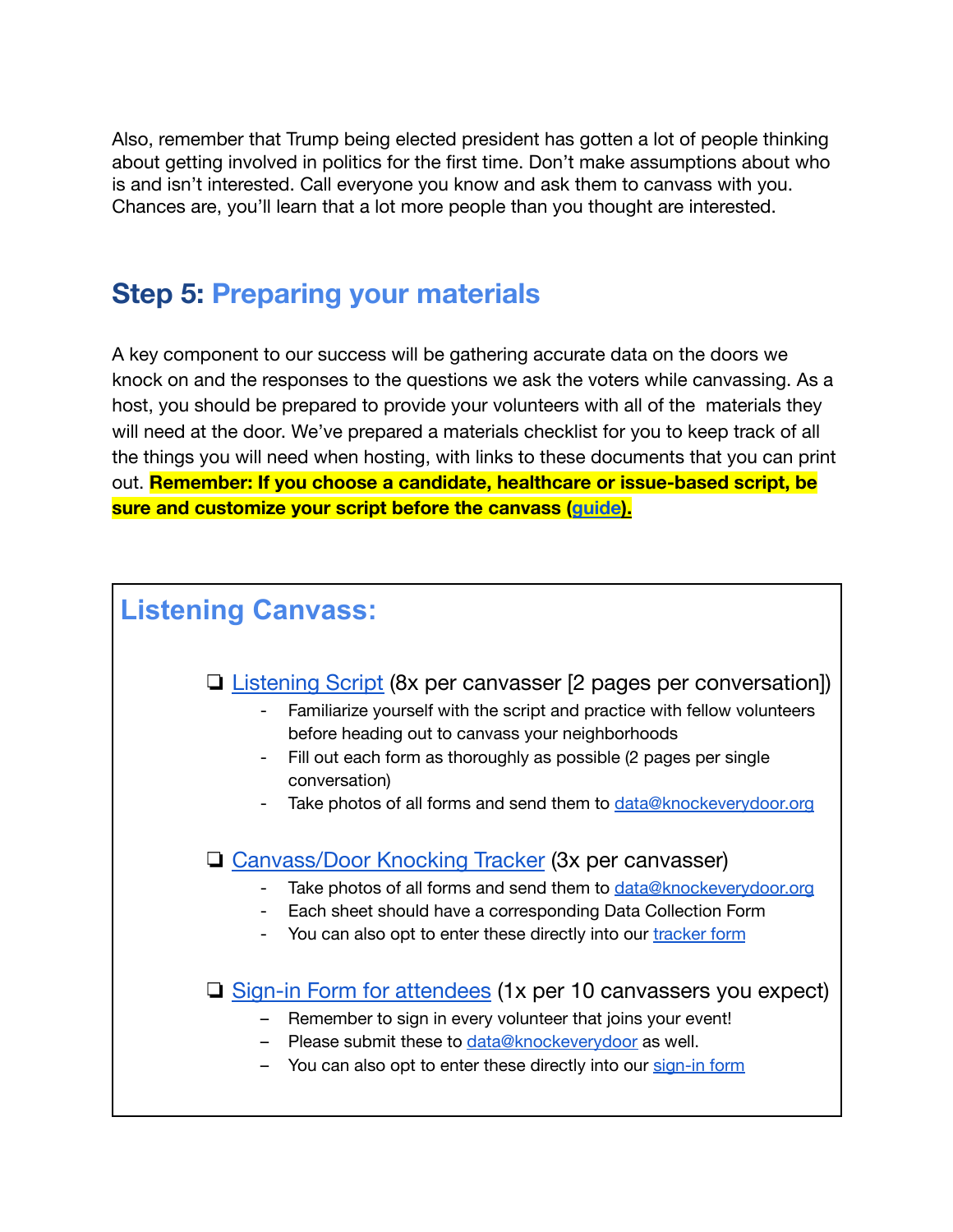Also, remember that Trump being elected president has gotten a lot of people thinking about getting involved in politics for the first time. Don't make assumptions about who is and isn't interested. Call everyone you know and ask them to canvass with you. Chances are, you'll learn that a lot more people than you thought are interested.

## Step 5: Preparing your materials

A key component to our success will be gathering accurate data on the doors we knock on and the responses to the questions we ask the voters while canvassing. As a host, you should be prepared to provide your volunteers with all of the materials they will need at the door. We've prepared a materials checklist for you to keep track of all the things you will need when hosting, with links to these documents that you can print out. **Remember: If you choose a candidate, healthcare or issue-based script, be sure and customize your script before the canvass (guide).**

### Listening Canvass:

- ❏ Listening Script (8x per canvasser [2 pages per conversation])
  - Familiarize yourself with the script and practice with fellow volunteers before heading out to canvass your neighborhoods
  - Fill out each form as thoroughly as possible (2 pages per single conversation)
  - Take photos of all forms and send them to data@knockeverydoor.org

- ❏ Canvass/Door Knocking Tracker (3x per canvasser)
  - Take photos of all forms and send them to data@knockeverydoor.org
  - Each sheet should have a corresponding Data Collection Form
  - You can also opt to enter these directly into our tracker form

- ❏ Sign-in Form for attendees (1x per 10 canvassers you expect)
  - Remember to sign in every volunteer that joins your event!
  - Please submit these to data@knockeverydoor as well.
  - You can also opt to enter these directly into our sign-in form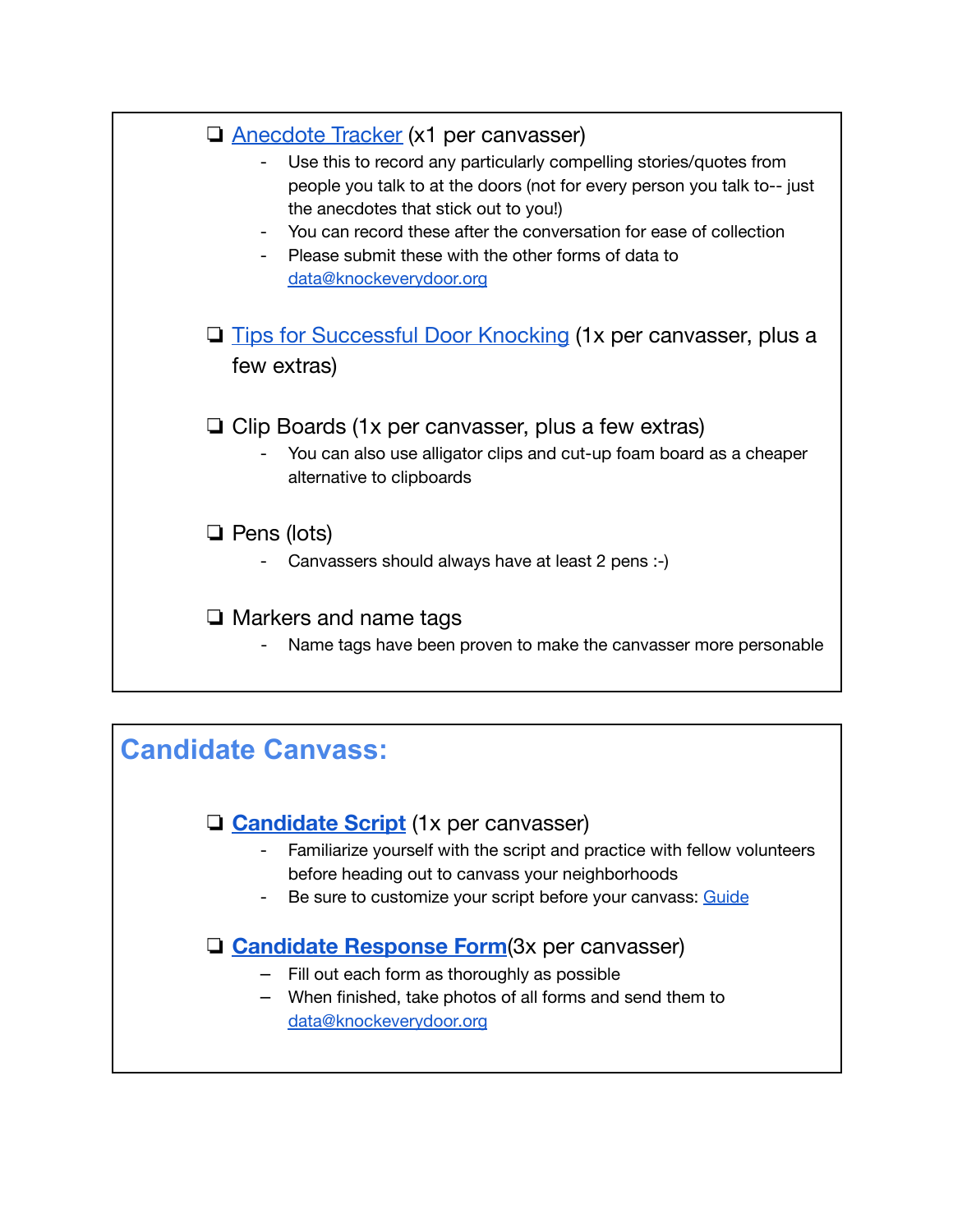- [ ] Anecdote Tracker (x1 per canvasser)
    - Use this to record any particularly compelling stories/quotes from people you talk to at the doors (not for every person you talk to-- just the anecdotes that stick out to you!)
    - You can record these after the conversation for ease of collection
    - Please submit these with the other forms of data to data@knockeverydoor.org
- [ ] Tips for Successful Door Knocking (1x per canvasser, plus a few extras)
- [ ] Clip Boards (1x per canvasser, plus a few extras)
    - You can also use alligator clips and cut-up foam board as a cheaper alternative to clipboards
- [ ] Pens (lots)
    - Canvassers should always have at least 2 pens :-)
- [ ] Markers and name tags
    - Name tags have been proven to make the canvasser more personable

## Candidate Canvass:

- [ ] **Candidate Script** (1x per canvasser)
    - Familiarize yourself with the script and practice with fellow volunteers before heading out to canvass your neighborhoods
    - Be sure to customize your script before your canvass: Guide
- [ ] **Candidate Response Form**(3x per canvasser)
    - Fill out each form as thoroughly as possible
    - When finished, take photos of all forms and send them to data@knockeverydoor.org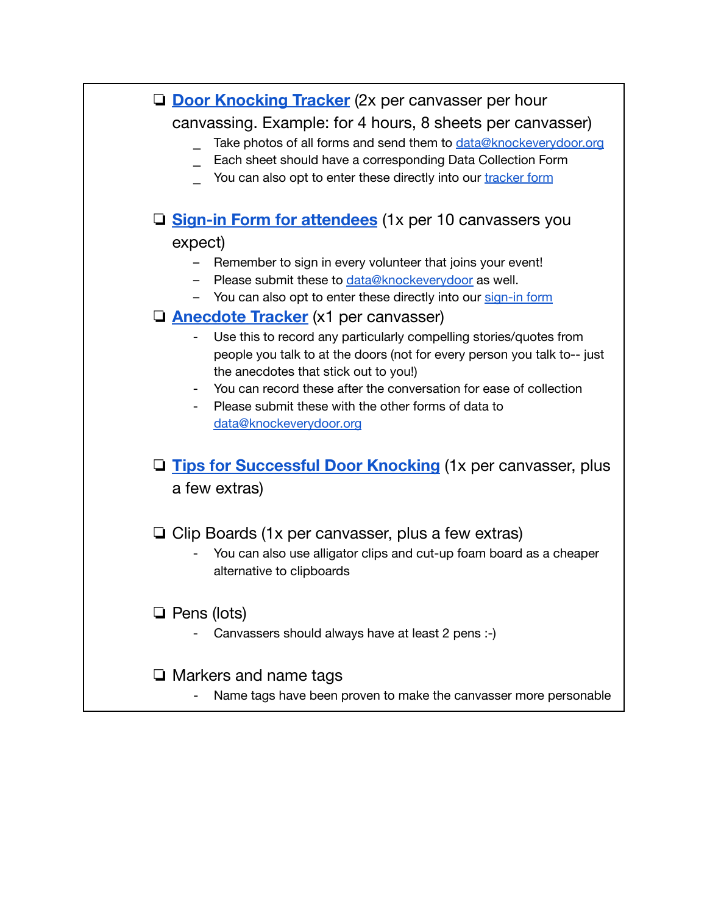- [ ] **Door Knocking Tracker** (2x per canvasser per hour canvassing. Example: for 4 hours, 8 sheets per canvasser)
    - Take photos of all forms and send them to data@knockeverydoor.org
    - Each sheet should have a corresponding Data Collection Form
    - You can also opt to enter these directly into our tracker form

- [ ] **Sign-in Form for attendees** (1x per 10 canvassers you expect)
    - Remember to sign in every volunteer that joins your event!
    - Please submit these to data@knockeverydoor as well.
    - You can also opt to enter these directly into our sign-in form

- [ ] **Anecdote Tracker** (x1 per canvasser)
    - Use this to record any particularly compelling stories/quotes from people you talk to at the doors (not for every person you talk to-- just the anecdotes that stick out to you!)
    - You can record these after the conversation for ease of collection
    - Please submit these with the other forms of data to data@knockeverydoor.org

- [ ] **Tips for Successful Door Knocking** (1x per canvasser, plus a few extras)

- [ ] Clip Boards (1x per canvasser, plus a few extras)
    - You can also use alligator clips and cut-up foam board as a cheaper alternative to clipboards

- [ ] Pens (lots)
    - Canvassers should always have at least 2 pens :-)

- [ ] Markers and name tags
    - Name tags have been proven to make the canvasser more personable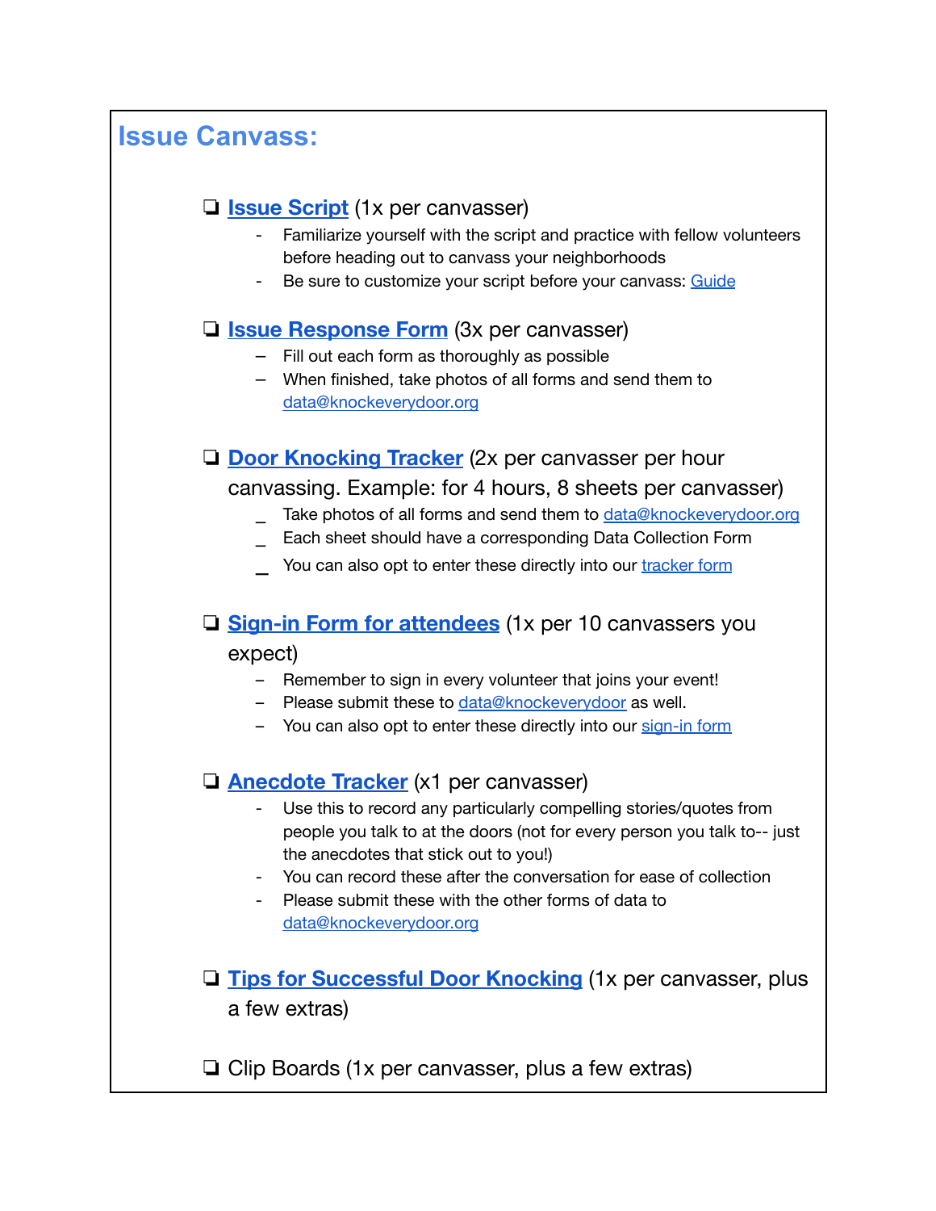# Issue Canvass:

- ❏ **Issue Script** (1x per canvasser)
  - Familiarize yourself with the script and practice with fellow volunteers before heading out to canvass your neighborhoods
  - Be sure to customize your script before your canvass: Guide

- ❏ **Issue Response Form** (3x per canvasser)
  - Fill out each form as thoroughly as possible
  - When finished, take photos of all forms and send them to data@knockeverydoor.org

- ❏ **Door Knocking Tracker** (2x per canvasser per hour canvassing. Example: for 4 hours, 8 sheets per canvasser)
  - Take photos of all forms and send them to data@knockeverydoor.org
  - Each sheet should have a corresponding Data Collection Form
  - You can also opt to enter these directly into our tracker form

- ❏ **Sign-in Form for attendees** (1x per 10 canvassers you expect)
  - Remember to sign in every volunteer that joins your event!
  - Please submit these to data@knockeverydoor as well.
  - You can also opt to enter these directly into our sign-in form

- ❏ **Anecdote Tracker** (x1 per canvasser)
  - Use this to record any particularly compelling stories/quotes from people you talk to at the doors (not for every person you talk to-- just the anecdotes that stick out to you!)
  - You can record these after the conversation for ease of collection
  - Please submit these with the other forms of data to data@knockeverydoor.org

- ❏ **Tips for Successful Door Knocking** (1x per canvasser, plus a few extras)

- ❏ Clip Boards (1x per canvasser, plus a few extras)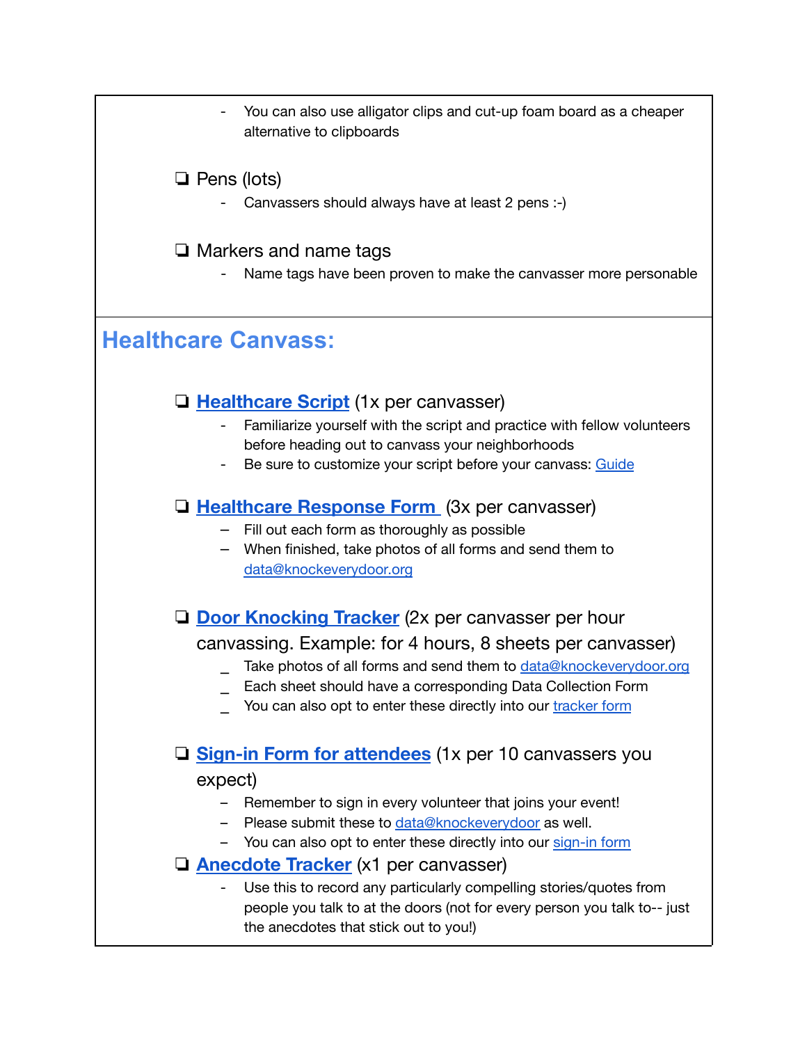- You can also use alligator clips and cut-up foam board as a cheaper alternative to clipboards

- ❏ Pens (lots)
  - Canvassers should always have at least 2 pens :-)

- ❏ Markers and name tags
  - Name tags have been proven to make the canvasser more personable

## Healthcare Canvass:

- ❏ **Healthcare Script** (1x per canvasser)
  - Familiarize yourself with the script and practice with fellow volunteers before heading out to canvass your neighborhoods
  - Be sure to customize your script before your canvass: Guide

- ❏ **Healthcare Response Form** (3x per canvasser)
  - Fill out each form as thoroughly as possible
  - When finished, take photos of all forms and send them to data@knockeverydoor.org

- ❏ **Door Knocking Tracker** (2x per canvasser per hour canvassing. Example: for 4 hours, 8 sheets per canvasser)
  - Take photos of all forms and send them to data@knockeverydoor.org
  - Each sheet should have a corresponding Data Collection Form
  - You can also opt to enter these directly into our tracker form

- ❏ **Sign-in Form for attendees** (1x per 10 canvassers you expect)
  - Remember to sign in every volunteer that joins your event!
  - Please submit these to data@knockeverydoor as well.
  - You can also opt to enter these directly into our sign-in form
- ❏ **Anecdote Tracker** (x1 per canvasser)
  - Use this to record any particularly compelling stories/quotes from people you talk to at the doors (not for every person you talk to-- just the anecdotes that stick out to you!)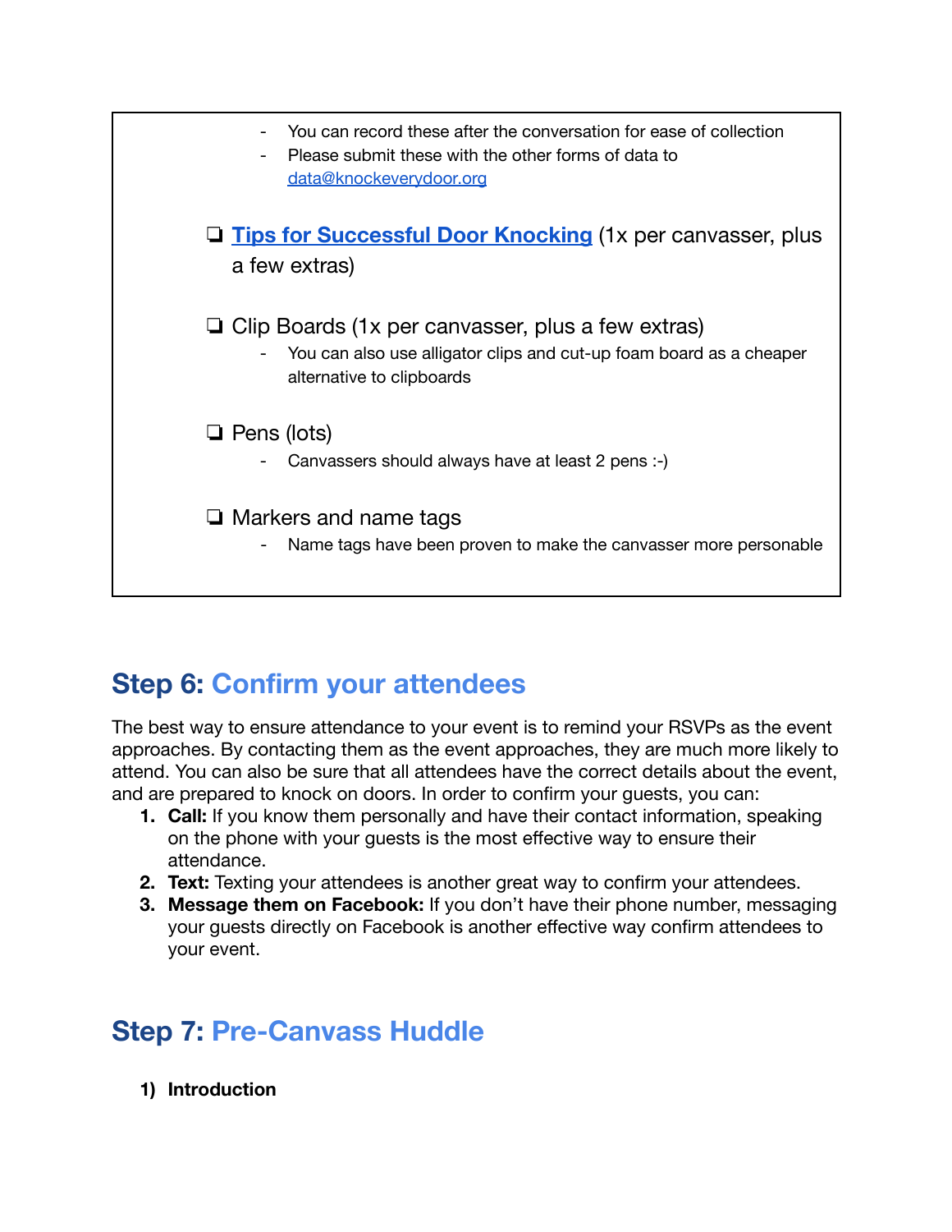- You can record these after the conversation for ease of collection
- Please submit these with the other forms of data to [data@knockeverydoor.org](mailto:data@knockeverydoor.org)

❏ **[Tips for Successful Door Knocking](#)** (1x per canvasser, plus a few extras)

❏ Clip Boards (1x per canvasser, plus a few extras)

- You can also use alligator clips and cut-up foam board as a cheaper alternative to clipboards

❏ Pens (lots)

- Canvassers should always have at least 2 pens :-)

❏ Markers and name tags

- Name tags have been proven to make the canvasser more personable

## Step 6: Confirm your attendees

The best way to ensure attendance to your event is to remind your RSVPs as the event approaches. By contacting them as the event approaches, they are much more likely to attend. You can also be sure that all attendees have the correct details about the event, and are prepared to knock on doors. In order to confirm your guests, you can:

1. **Call:** If you know them personally and have their contact information, speaking on the phone with your guests is the most effective way to ensure their attendance.
2. **Text:** Texting your attendees is another great way to confirm your attendees.
3. **Message them on Facebook:** If you don't have their phone number, messaging your guests directly on Facebook is another effective way confirm attendees to your event.

## Step 7: Pre-Canvass Huddle

1) **Introduction**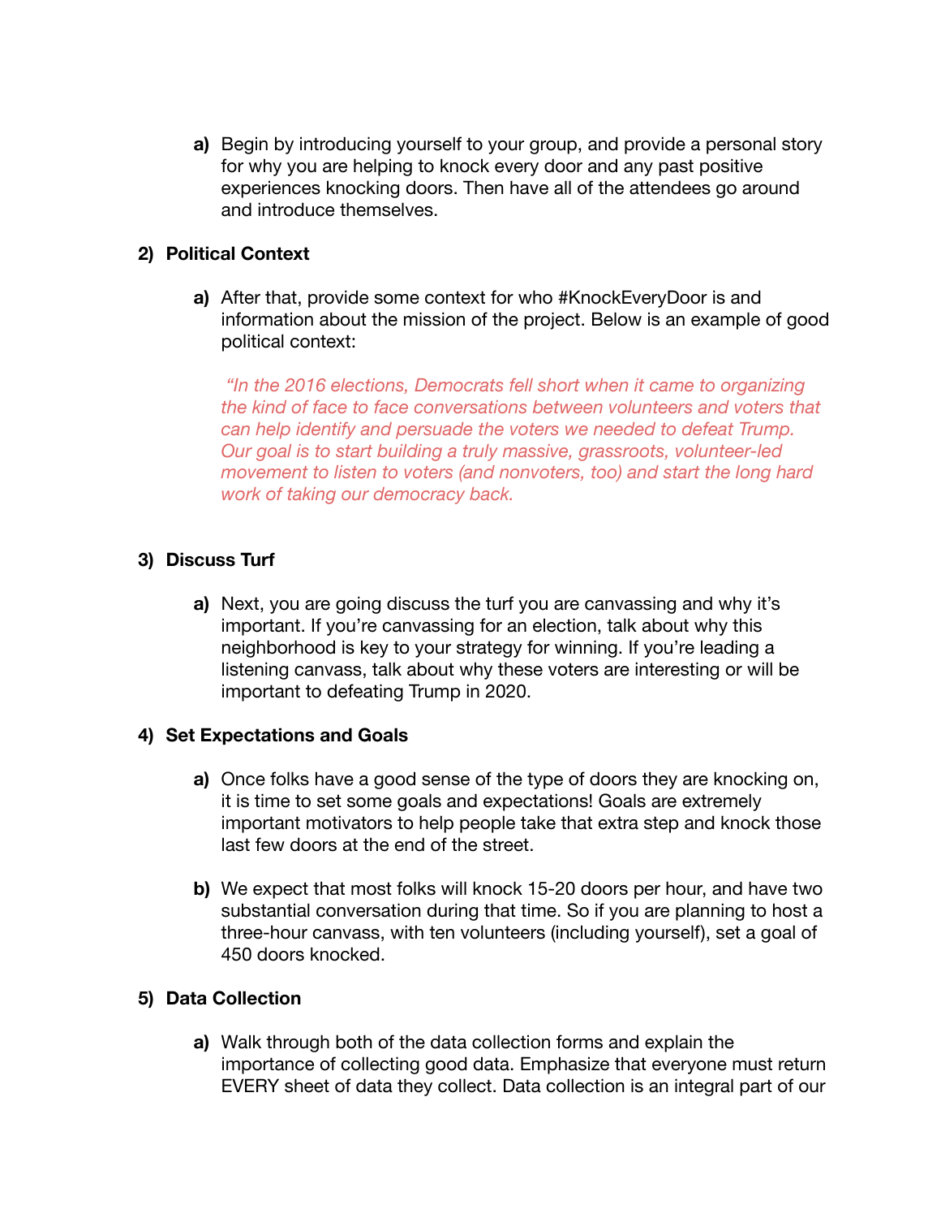a) Begin by introducing yourself to your group, and provide a personal story for why you are helping to knock every door and any past positive experiences knocking doors. Then have all of the attendees go around and introduce themselves.

**2) Political Context**

a) After that, provide some context for who #KnockEveryDoor is and information about the mission of the project. Below is an example of good political context:

*"In the 2016 elections, Democrats fell short when it came to organizing the kind of face to face conversations between volunteers and voters that can help identify and persuade the voters we needed to defeat Trump. Our goal is to start building a truly massive, grassroots, volunteer-led movement to listen to voters (and nonvoters, too) and start the long hard work of taking our democracy back.*

**3) Discuss Turf**

a) Next, you are going discuss the turf you are canvassing and why it's important. If you're canvassing for an election, talk about why this neighborhood is key to your strategy for winning. If you're leading a listening canvass, talk about why these voters are interesting or will be important to defeating Trump in 2020.

**4) Set Expectations and Goals**

a) Once folks have a good sense of the type of doors they are knocking on, it is time to set some goals and expectations! Goals are extremely important motivators to help people take that extra step and knock those last few doors at the end of the street.

b) We expect that most folks will knock 15-20 doors per hour, and have two substantial conversation during that time. So if you are planning to host a three-hour canvass, with ten volunteers (including yourself), set a goal of 450 doors knocked.

**5) Data Collection**

a) Walk through both of the data collection forms and explain the importance of collecting good data. Emphasize that everyone must return EVERY sheet of data they collect. Data collection is an integral part of our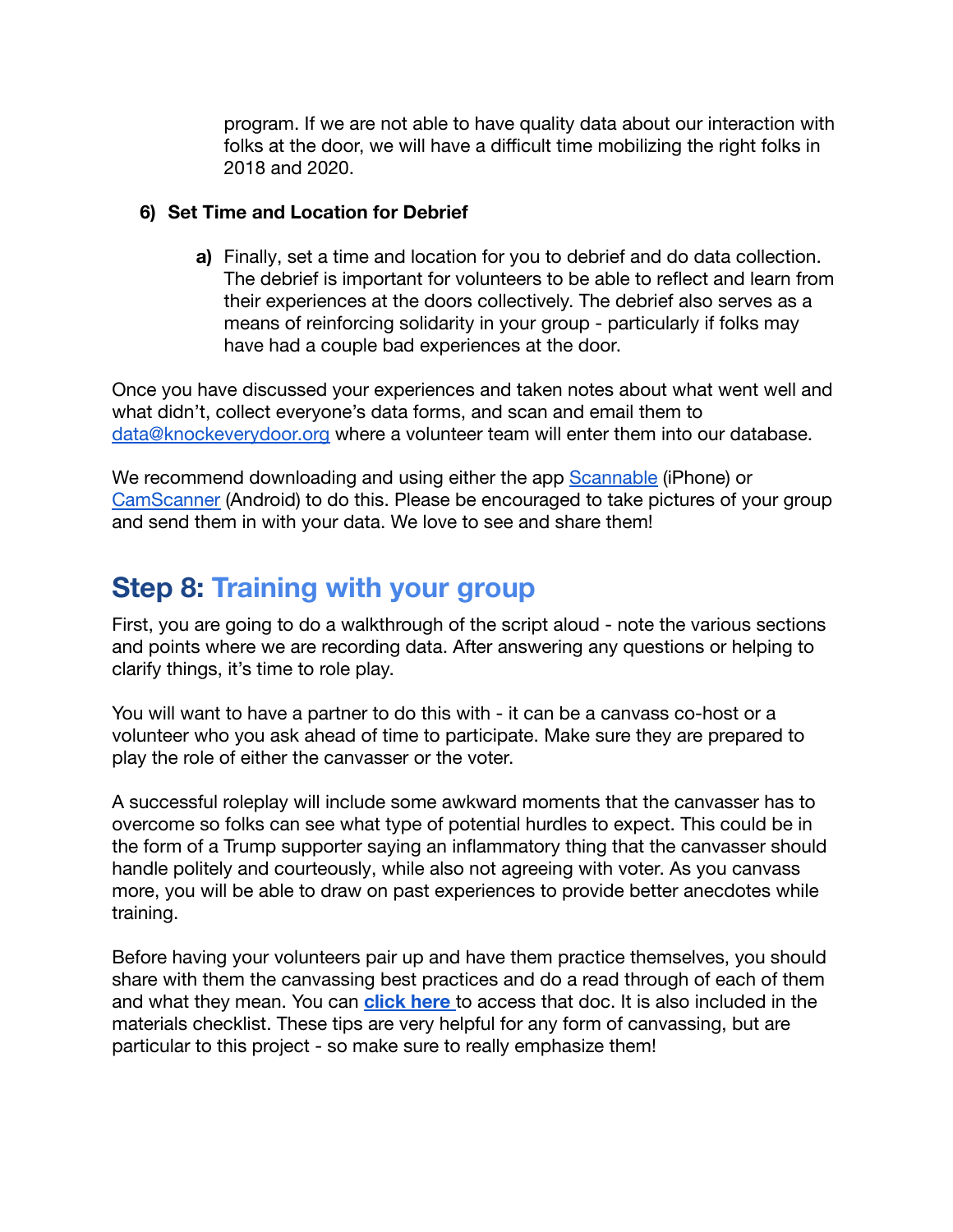program. If we are not able to have quality data about our interaction with folks at the door, we will have a difficult time mobilizing the right folks in 2018 and 2020.

**6) Set Time and Location for Debrief**

**a)** Finally, set a time and location for you to debrief and do data collection. The debrief is important for volunteers to be able to reflect and learn from their experiences at the doors collectively. The debrief also serves as a means of reinforcing solidarity in your group - particularly if folks may have had a couple bad experiences at the door.

Once you have discussed your experiences and taken notes about what went well and what didn't, collect everyone's data forms, and scan and email them to data@knockeverydoor.org where a volunteer team will enter them into our database.

We recommend downloading and using either the app Scannable (iPhone) or CamScanner (Android) to do this. Please be encouraged to take pictures of your group and send them in with your data. We love to see and share them!

## Step 8: Training with your group

First, you are going to do a walkthrough of the script aloud - note the various sections and points where we are recording data. After answering any questions or helping to clarify things, it's time to role play.

You will want to have a partner to do this with - it can be a canvass co-host or a volunteer who you ask ahead of time to participate. Make sure they are prepared to play the role of either the canvasser or the voter.

A successful roleplay will include some awkward moments that the canvasser has to overcome so folks can see what type of potential hurdles to expect. This could be in the form of a Trump supporter saying an inflammatory thing that the canvasser should handle politely and courteously, while also not agreeing with voter. As you canvass more, you will be able to draw on past experiences to provide better anecdotes while training.

Before having your volunteers pair up and have them practice themselves, you should share with them the canvassing best practices and do a read through of each of them and what they mean. You can **click here** to access that doc. It is also included in the materials checklist. These tips are very helpful for any form of canvassing, but are particular to this project - so make sure to really emphasize them!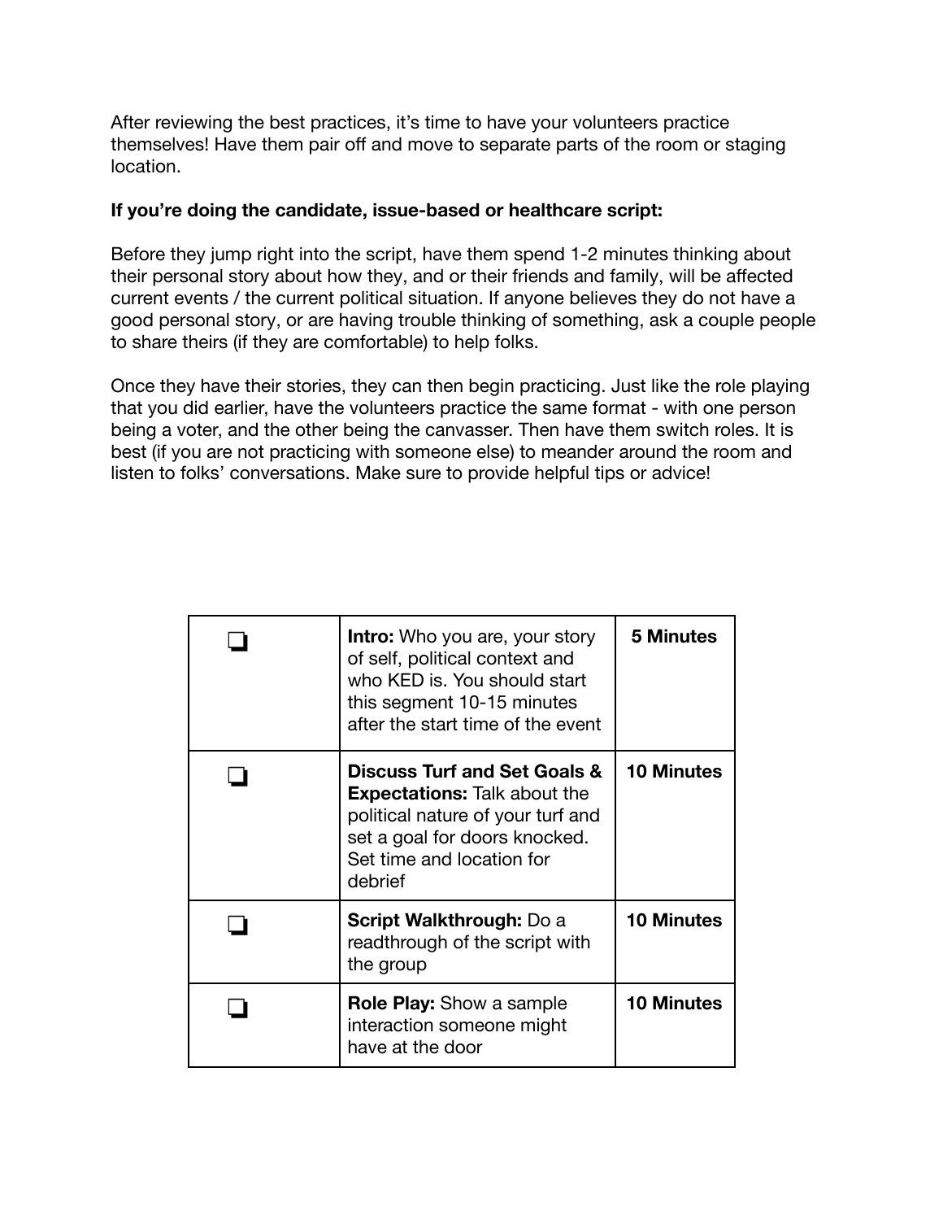After reviewing the best practices, it's time to have your volunteers practice themselves! Have them pair off and move to separate parts of the room or staging location.

**If you're doing the candidate, issue-based or healthcare script:**

Before they jump right into the script, have them spend 1-2 minutes thinking about their personal story about how they, and or their friends and family, will be affected current events / the current political situation. If anyone believes they do not have a good personal story, or are having trouble thinking of something, ask a couple people to share theirs (if they are comfortable) to help folks.

Once they have their stories, they can then begin practicing. Just like the role playing that you did earlier, have the volunteers practice the same format - with one person being a voter, and the other being the canvasser. Then have them switch roles. It is best (if you are not practicing with someone else) to meander around the room and listen to folks' conversations. Make sure to provide helpful tips or advice!

| | | |
|---|---|---|
| ❏ | **Intro:** Who you are, your story of self, political context and who KED is. You should start this segment 10-15 minutes after the start time of the event | **5 Minutes** |
| ❏ | **Discuss Turf and Set Goals & Expectations:** Talk about the political nature of your turf and set a goal for doors knocked. Set time and location for debrief | **10 Minutes** |
| ❏ | **Script Walkthrough:** Do a readthrough of the script with the group | **10 Minutes** |
| ❏ | **Role Play:** Show a sample interaction someone might have at the door | **10 Minutes** |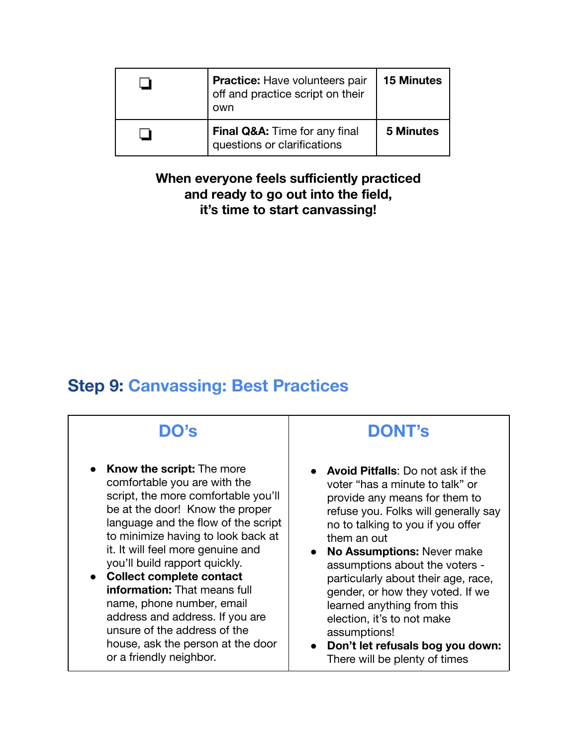| ❑ | **Practice:** Have volunteers pair off and practice script on their own | **15 Minutes** |
|---|---|---|
| ❑ | **Final Q&A:** Time for any final questions or clarifications | **5 Minutes** |

**When everyone feels sufficiently practiced and ready to go out into the field, it's time to start canvassing!**

## Step 9: Canvassing: Best Practices

| DO's | DONT's |
|---|---|
| • **Know the script:** The more comfortable you are with the script, the more comfortable you'll be at the door! Know the proper language and the flow of the script to minimize having to look back at it. It will feel more genuine and you'll build rapport quickly.<br>• **Collect complete contact information:** That means full name, phone number, email address and address. If you are unsure of the address of the house, ask the person at the door or a friendly neighbor. | • **Avoid Pitfalls**: Do not ask if the voter "has a minute to talk" or provide any means for them to refuse you. Folks will generally say no to talking to you if you offer them an out<br>• **No Assumptions:** Never make assumptions about the voters - particularly about their age, race, gender, or how they voted. If we learned anything from this election, it's to not make assumptions!<br>• **Don't let refusals bog you down:** There will be plenty of times |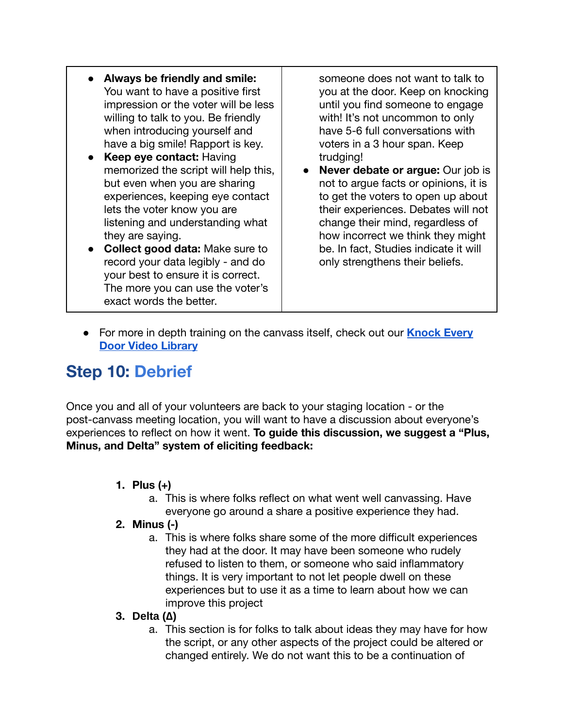| | |
|---|---|
| • **Always be friendly and smile:** You want to have a positive first impression or the voter will be less willing to talk to you. Be friendly when introducing yourself and have a big smile! Rapport is key. • **Keep eye contact:** Having memorized the script will help this, but even when you are sharing experiences, keeping eye contact lets the voter know you are listening and understanding what they are saying. • **Collect good data:** Make sure to record your data legibly - and do your best to ensure it is correct. The more you can use the voter's exact words the better. | someone does not want to talk to you at the door. Keep on knocking until you find someone to engage with! It's not uncommon to only have 5-6 full conversations with voters in a 3 hour span. Keep trudging! • **Never debate or argue:** Our job is not to argue facts or opinions, it is to get the voters to open up about their experiences. Debates will not change their mind, regardless of how incorrect we think they might be. In fact, Studies indicate it will only strengthens their beliefs. |

- For more in depth training on the canvass itself, check out our **Knock Every Door Video Library**

## Step 10: Debrief

Once you and all of your volunteers are back to your staging location - or the post-canvass meeting location, you will want to have a discussion about everyone's experiences to reflect on how it went. **To guide this discussion, we suggest a "Plus, Minus, and Delta" system of eliciting feedback:**

1. **Plus (+)**
   a. This is where folks reflect on what went well canvassing. Have everyone go around a share a positive experience they had.
2. **Minus (-)**
   a. This is where folks share some of the more difficult experiences they had at the door. It may have been someone who rudely refused to listen to them, or someone who said inflammatory things. It is very important to not let people dwell on these experiences but to use it as a time to learn about how we can improve this project
3. **Delta (Δ)**
   a. This section is for folks to talk about ideas they may have for how the script, or any other aspects of the project could be altered or changed entirely. We do not want this to be a continuation of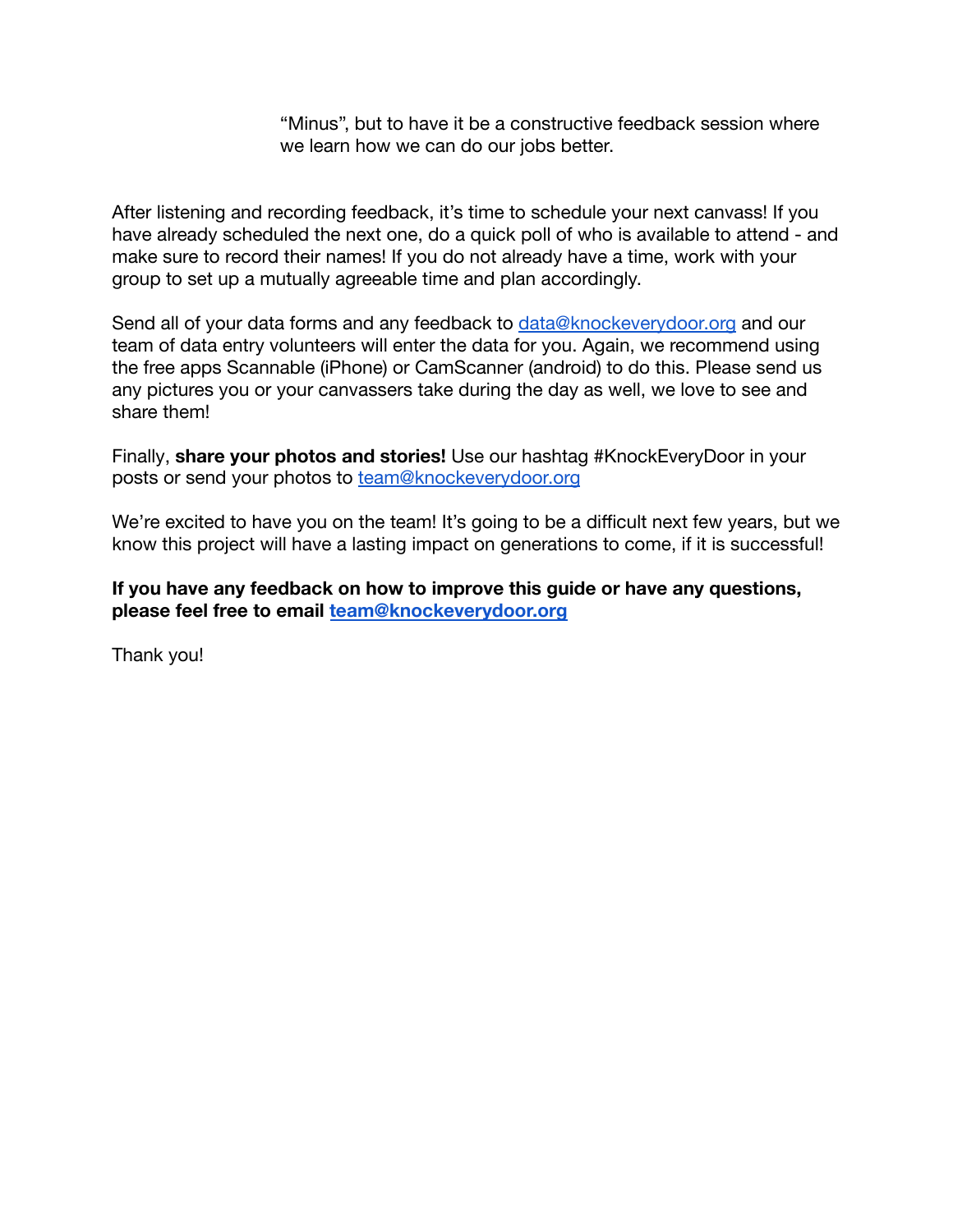"Minus", but to have it be a constructive feedback session where we learn how we can do our jobs better.

After listening and recording feedback, it's time to schedule your next canvass! If you have already scheduled the next one, do a quick poll of who is available to attend - and make sure to record their names! If you do not already have a time, work with your group to set up a mutually agreeable time and plan accordingly.

Send all of your data forms and any feedback to data@knockeverydoor.org and our team of data entry volunteers will enter the data for you. Again, we recommend using the free apps Scannable (iPhone) or CamScanner (android) to do this. Please send us any pictures you or your canvassers take during the day as well, we love to see and share them!

Finally, **share your photos and stories!** Use our hashtag #KnockEveryDoor in your posts or send your photos to team@knockeverydoor.org

We're excited to have you on the team! It's going to be a difficult next few years, but we know this project will have a lasting impact on generations to come, if it is successful!

**If you have any feedback on how to improve this guide or have any questions, please feel free to email team@knockeverydoor.org**

Thank you!